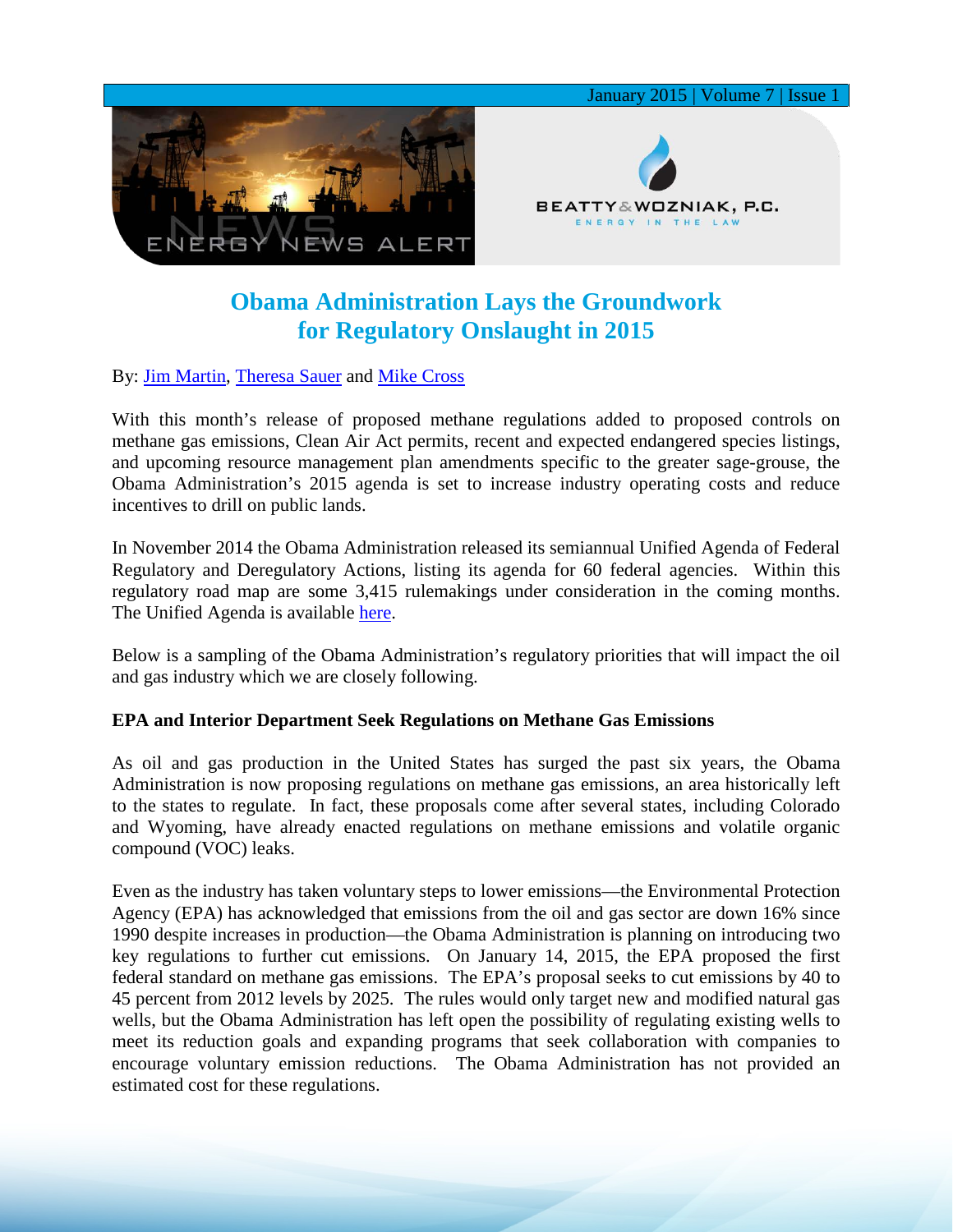# Obama Administration Lays the Groundwork for Regulatory Onslaught in 2015

By: Jim Martin, Theresa Sauer and Mike Cross

With this month's release of proposed methane regulations added to proposed controls on methane gas emissions, Clean Air Act permits, recent and expected endangered species listings, and upcoming resource management plan amendments specific to the greater sage-grouse, the Obama Administration's 2015 agenda is set to increase industry operating costs and reduce incentives to drill on public lands.

In November 2014 the Obama Administration released its semiannual Unified Agenda of Federal Regulatory and Deregulatory Actions, listing its agenda for 60 federal agencies. Within this regulatory road map are some 3,415 rulemakings under consideration in the coming months. The Unified Agenda is available here.

Below is a sampling of the Obama Administration's regulatory priorities that will impact the oil and gas industry which we are closely following.

**EPA and Interior Department Seek Regulations on Methane Gas Emissions**

As oil and gas production in the United States has surged the past six years, the Obama Administration is now proposing regulations on methane gas emissions, an area historically left to the states to regulate. In fact, these proposals come after several states, including Colorado and Wyoming, have already enacted regulations on methane emissions and volatile organic compound (VOC) leaks.

Even as the industry has taken voluntary steps to lower emissions—the Environmental Protection Agency (EPA) has acknowledged that emissions from the oil and gas sector are down 16% since 1990 despite increases in production—the Obama Administration is planning on introducing two key regulations to further cut emissions. On January 14, 2015, the EPA proposed the first federal standard on methane gas emissions. The EPA's proposal seeks to cut emissions by 40 to 45 percent from 2012 levels by 2025. The rules would only target new and modified natural gas wells, but the Obama Administration has left open the possibility of regulating existing wells to meet its reduction goals and expanding programs that seek collaboration with companies to encourage voluntary emission reductions. The Obama Administration has not provided an estimated cost for these regulations.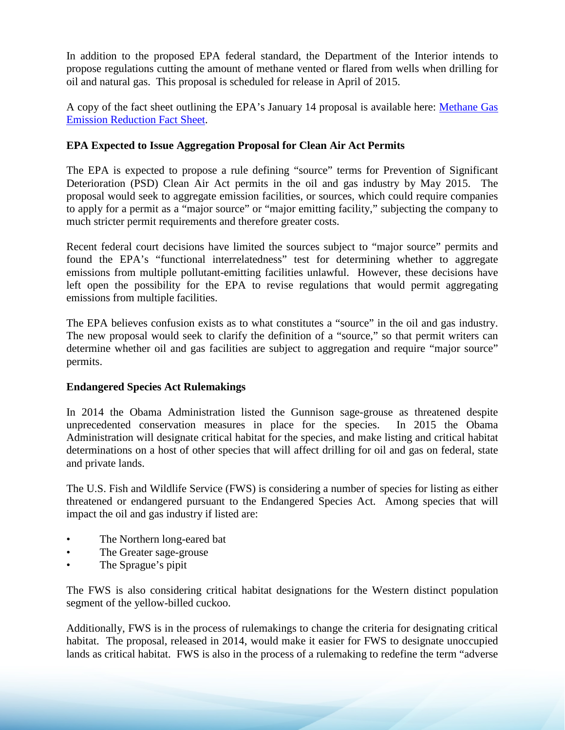In addition to the proposed EPA federal standard, the Department of the Interior intends to propose regulations cutting the amount of methane vented or flared from wells when drilling for oil and natural gas. This proposal is scheduled for release in April of 2015.

A copy of the fact sheet outlining the EPA's January 14 proposal is available here: [Methane Gas Emission Reduction Fact Sheet](#).

**EPA Expected to Issue Aggregation Proposal for Clean Air Act Permits**

The EPA is expected to propose a rule defining "source" terms for Prevention of Significant Deterioration (PSD) Clean Air Act permits in the oil and gas industry by May 2015. The proposal would seek to aggregate emission facilities, or sources, which could require companies to apply for a permit as a "major source" or "major emitting facility," subjecting the company to much stricter permit requirements and therefore greater costs.

Recent federal court decisions have limited the sources subject to "major source" permits and found the EPA's "functional interrelatedness" test for determining whether to aggregate emissions from multiple pollutant-emitting facilities unlawful. However, these decisions have left open the possibility for the EPA to revise regulations that would permit aggregating emissions from multiple facilities.

The EPA believes confusion exists as to what constitutes a "source" in the oil and gas industry. The new proposal would seek to clarify the definition of a "source," so that permit writers can determine whether oil and gas facilities are subject to aggregation and require "major source" permits.

**Endangered Species Act Rulemakings**

In 2014 the Obama Administration listed the Gunnison sage-grouse as threatened despite unprecedented conservation measures in place for the species. In 2015 the Obama Administration will designate critical habitat for the species, and make listing and critical habitat determinations on a host of other species that will affect drilling for oil and gas on federal, state and private lands.

The U.S. Fish and Wildlife Service (FWS) is considering a number of species for listing as either threatened or endangered pursuant to the Endangered Species Act. Among species that will impact the oil and gas industry if listed are:

- The Northern long-eared bat
- The Greater sage-grouse
- The Sprague's pipit

The FWS is also considering critical habitat designations for the Western distinct population segment of the yellow-billed cuckoo.

Additionally, FWS is in the process of rulemakings to change the criteria for designating critical habitat. The proposal, released in 2014, would make it easier for FWS to designate unoccupied lands as critical habitat. FWS is also in the process of a rulemaking to redefine the term "adverse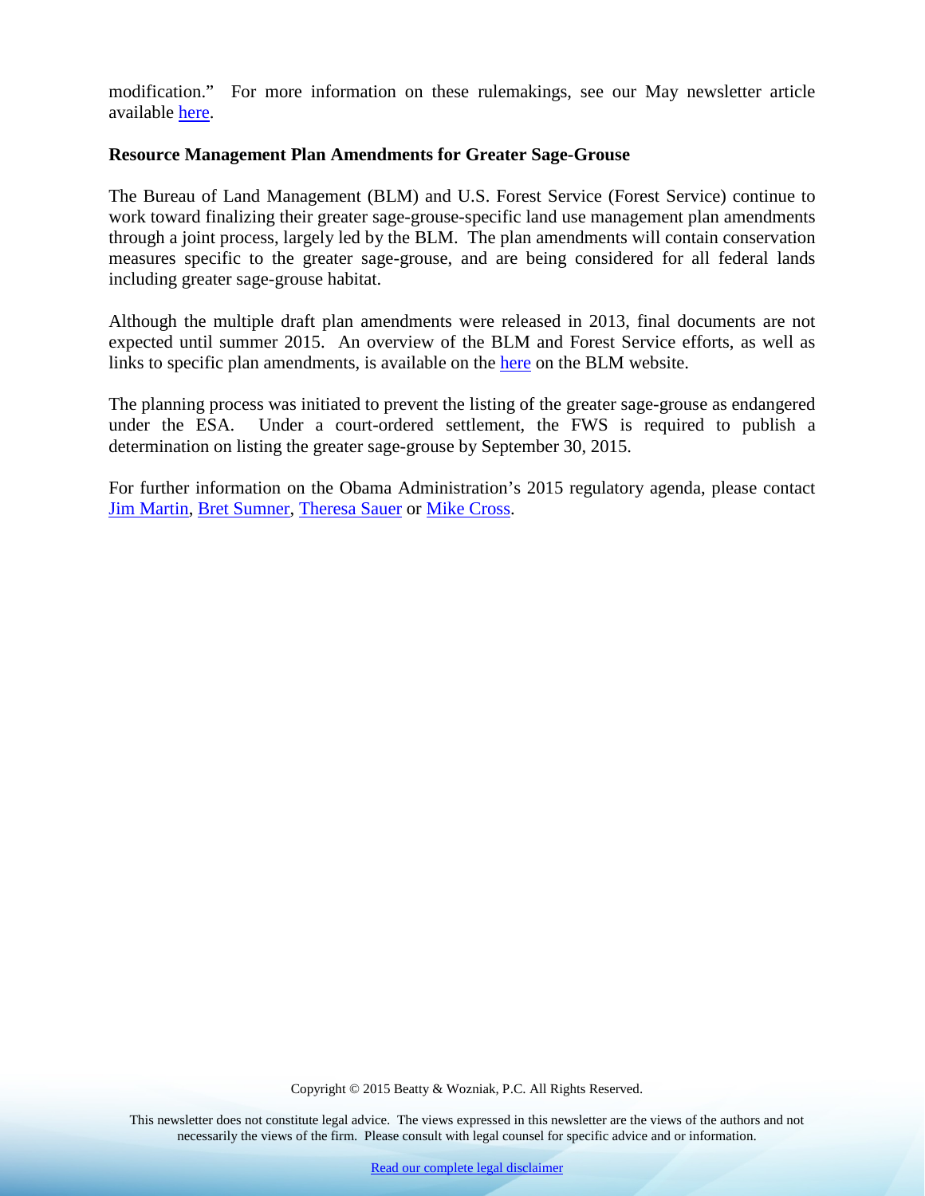modification." For more information on these rulemakings, see our May newsletter article available here.

**Resource Management Plan Amendments for Greater Sage-Grouse**

The Bureau of Land Management (BLM) and U.S. Forest Service (Forest Service) continue to work toward finalizing their greater sage-grouse-specific land use management plan amendments through a joint process, largely led by the BLM. The plan amendments will contain conservation measures specific to the greater sage-grouse, and are being considered for all federal lands including greater sage-grouse habitat.

Although the multiple draft plan amendments were released in 2013, final documents are not expected until summer 2015. An overview of the BLM and Forest Service efforts, as well as links to specific plan amendments, is available on the here on the BLM website.

The planning process was initiated to prevent the listing of the greater sage-grouse as endangered under the ESA. Under a court-ordered settlement, the FWS is required to publish a determination on listing the greater sage-grouse by September 30, 2015.

For further information on the Obama Administration's 2015 regulatory agenda, please contact Jim Martin, Bret Sumner, Theresa Sauer or Mike Cross.

Copyright © 2015 Beatty & Wozniak, P.C. All Rights Reserved.

This newsletter does not constitute legal advice. The views expressed in this newsletter are the views of the authors and not necessarily the views of the firm. Please consult with legal counsel for specific advice and or information.

Read our complete legal disclaimer